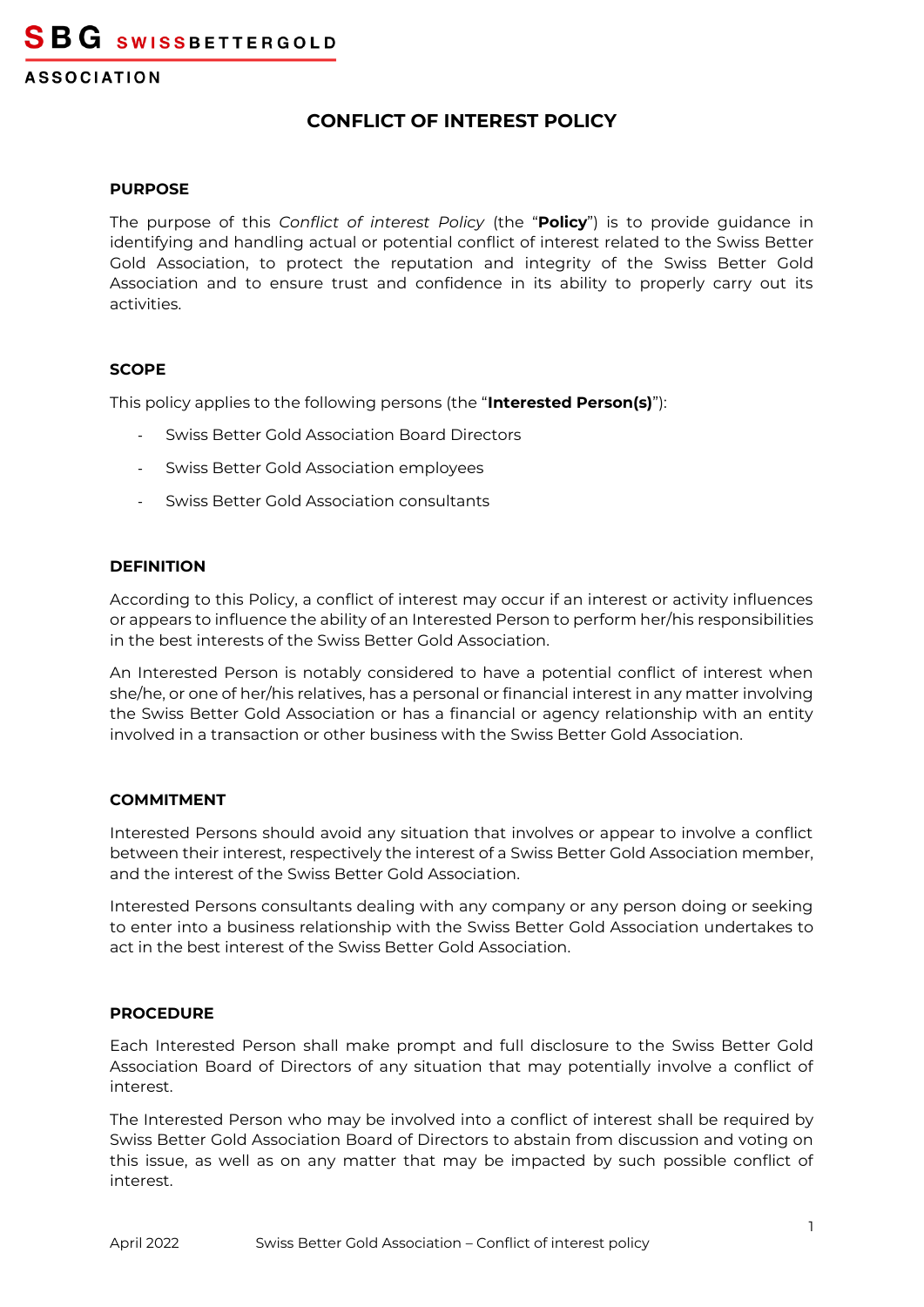SBG SWISSBETTERGOLD

ASSOCIATION

# CONFLICT OF INTEREST POLICY

## PURPOSE

The purpose of this *Conflict of interest Policy* (the "**Policy**") is to provide guidance in identifying and handling actual or potential conflict of interest related to the Swiss Better Gold Association, to protect the reputation and integrity of the Swiss Better Gold Association and to ensure trust and confidence in its ability to properly carry out its activities.

## SCOPE

This policy applies to the following persons (the "**Interested Person(s)**"):

- Swiss Better Gold Association Board Directors
- Swiss Better Gold Association employees
- Swiss Better Gold Association consultants

## DEFINITION

According to this Policy, a conflict of interest may occur if an interest or activity influences or appears to influence the ability of an Interested Person to perform her/his responsibilities in the best interests of the Swiss Better Gold Association.

An Interested Person is notably considered to have a potential conflict of interest when she/he, or one of her/his relatives, has a personal or financial interest in any matter involving the Swiss Better Gold Association or has a financial or agency relationship with an entity involved in a transaction or other business with the Swiss Better Gold Association.

## COMMITMENT

Interested Persons should avoid any situation that involves or appear to involve a conflict between their interest, respectively the interest of a Swiss Better Gold Association member, and the interest of the Swiss Better Gold Association.

Interested Persons consultants dealing with any company or any person doing or seeking to enter into a business relationship with the Swiss Better Gold Association undertakes to act in the best interest of the Swiss Better Gold Association.

## PROCEDURE

Each Interested Person shall make prompt and full disclosure to the Swiss Better Gold Association Board of Directors of any situation that may potentially involve a conflict of interest.

The Interested Person who may be involved into a conflict of interest shall be required by Swiss Better Gold Association Board of Directors to abstain from discussion and voting on this issue, as well as on any matter that may be impacted by such possible conflict of interest.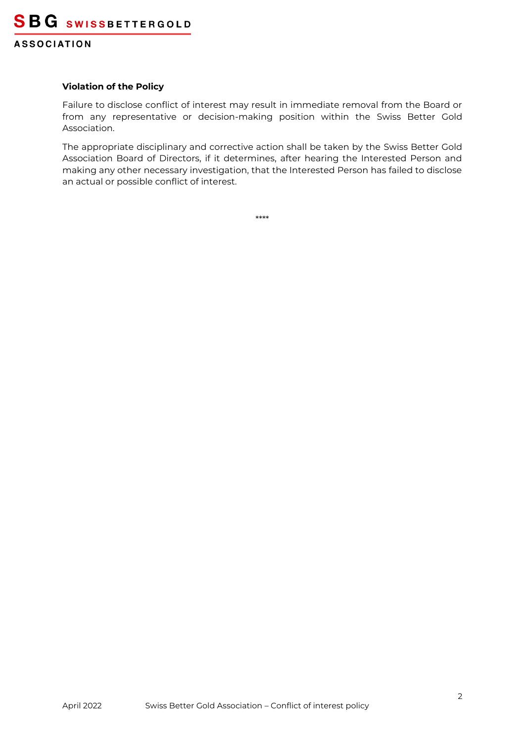**Violation of the Policy**

Failure to disclose conflict of interest may result in immediate removal from the Board or from any representative or decision-making position within the Swiss Better Gold Association.

The appropriate disciplinary and corrective action shall be taken by the Swiss Better Gold Association Board of Directors, if it determines, after hearing the Interested Person and making any other necessary investigation, that the Interested Person has failed to disclose an actual or possible conflict of interest.

****